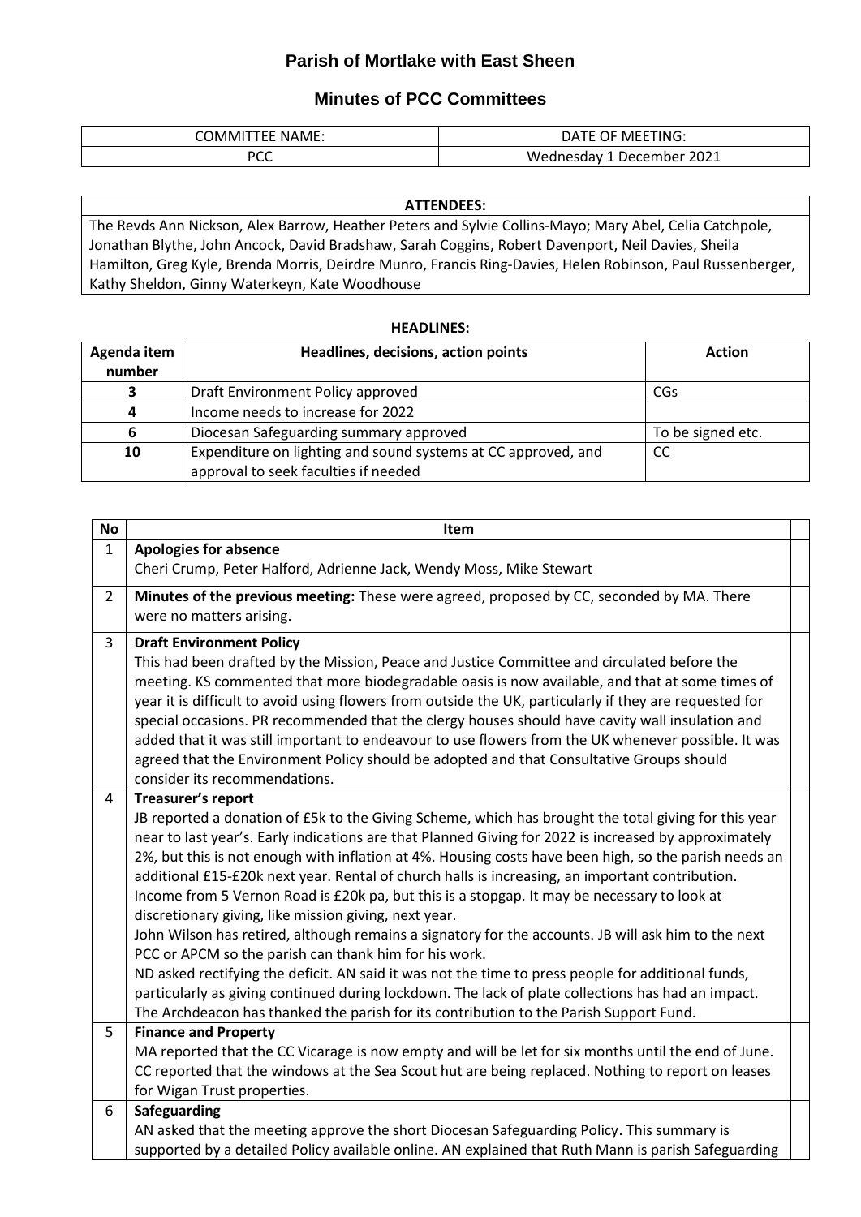# Parish of Mortlake with East Sheen

## Minutes of PCC Committees

| COMMITTEE NAME: | DATE OF MEETING: |
|---|---|
| PCC | Wednesday 1 December 2021 |

| ATTENDEES: |
|---|
| The Revds Ann Nickson, Alex Barrow, Heather Peters and Sylvie Collins-Mayo; Mary Abel, Celia Catchpole, Jonathan Blythe, John Ancock, David Bradshaw, Sarah Coggins, Robert Davenport, Neil Davies, Sheila Hamilton, Greg Kyle, Brenda Morris, Deirdre Munro, Francis Ring-Davies, Helen Robinson, Paul Russenberger, Kathy Sheldon, Ginny Waterkeyn, Kate Woodhouse |

**HEADLINES:**

| Agenda item number | Headlines, decisions, action points | Action |
|---|---|---|
| **3** | Draft Environment Policy approved | CGs |
| **4** | Income needs to increase for 2022 | |
| **6** | Diocesan Safeguarding summary approved | To be signed etc. |
| **10** | Expenditure on lighting and sound systems at CC approved, and approval to seek faculties if needed | CC |

| No | Item | |
|---|---|---|
| 1 | **Apologies for absence**<br>Cheri Crump, Peter Halford, Adrienne Jack, Wendy Moss, Mike Stewart | |
| 2 | **Minutes of the previous meeting:** These were agreed, proposed by CC, seconded by MA. There were no matters arising. | |
| 3 | **Draft Environment Policy**<br>This had been drafted by the Mission, Peace and Justice Committee and circulated before the meeting. KS commented that more biodegradable oasis is now available, and that at some times of year it is difficult to avoid using flowers from outside the UK, particularly if they are requested for special occasions. PR recommended that the clergy houses should have cavity wall insulation and added that it was still important to endeavour to use flowers from the UK whenever possible. It was agreed that the Environment Policy should be adopted and that Consultative Groups should consider its recommendations. | |
| 4 | **Treasurer's report**<br>JB reported a donation of £5k to the Giving Scheme, which has brought the total giving for this year near to last year's. Early indications are that Planned Giving for 2022 is increased by approximately 2%, but this is not enough with inflation at 4%. Housing costs have been high, so the parish needs an additional £15-£20k next year. Rental of church halls is increasing, an important contribution. Income from 5 Vernon Road is £20k pa, but this is a stopgap. It may be necessary to look at discretionary giving, like mission giving, next year.<br>John Wilson has retired, although remains a signatory for the accounts. JB will ask him to the next PCC or APCM so the parish can thank him for his work.<br>ND asked rectifying the deficit. AN said it was not the time to press people for additional funds, particularly as giving continued during lockdown. The lack of plate collections has had an impact.<br>The Archdeacon has thanked the parish for its contribution to the Parish Support Fund. | |
| 5 | **Finance and Property**<br>MA reported that the CC Vicarage is now empty and will be let for six months until the end of June. CC reported that the windows at the Sea Scout hut are being replaced. Nothing to report on leases for Wigan Trust properties. | |
| 6 | **Safeguarding**<br>AN asked that the meeting approve the short Diocesan Safeguarding Policy. This summary is supported by a detailed Policy available online. AN explained that Ruth Mann is parish Safeguarding | |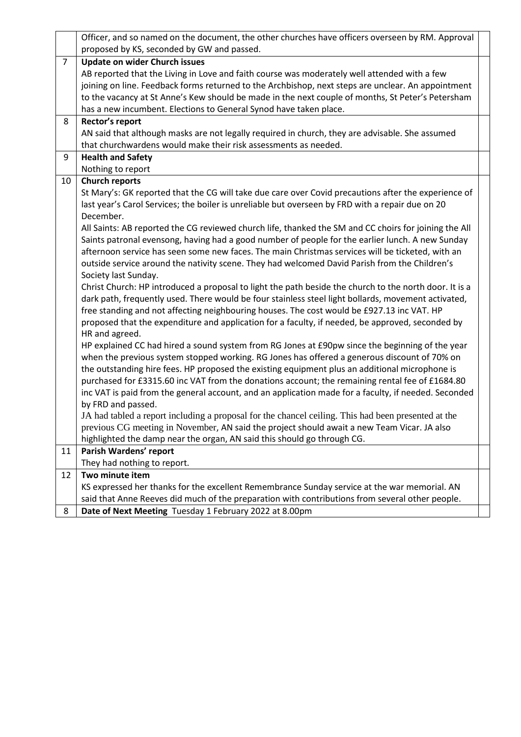| | | |
|---|---|---|
| | Officer, and so named on the document, the other churches have officers overseen by RM. Approval proposed by KS, seconded by GW and passed. | |
| 7 | **Update on wider Church issues**<br>AB reported that the Living in Love and faith course was moderately well attended with a few joining on line. Feedback forms returned to the Archbishop, next steps are unclear. An appointment to the vacancy at St Anne's Kew should be made in the next couple of months, St Peter's Petersham has a new incumbent. Elections to General Synod have taken place. | |
| 8 | **Rector's report**<br>AN said that although masks are not legally required in church, they are advisable. She assumed that churchwardens would make their risk assessments as needed. | |
| 9 | **Health and Safety**<br>Nothing to report | |
| 10 | **Church reports**<br>St Mary's: GK reported that the CG will take due care over Covid precautions after the experience of last year's Carol Services; the boiler is unreliable but overseen by FRD with a repair due on 20 December.<br>All Saints: AB reported the CG reviewed church life, thanked the SM and CC choirs for joining the All Saints patronal evensong, having had a good number of people for the earlier lunch. A new Sunday afternoon service has seen some new faces. The main Christmas services will be ticketed, with an outside service around the nativity scene. They had welcomed David Parish from the Children's Society last Sunday.<br>Christ Church: HP introduced a proposal to light the path beside the church to the north door. It is a dark path, frequently used. There would be four stainless steel light bollards, movement activated, free standing and not affecting neighbouring houses. The cost would be £927.13 inc VAT. HP proposed that the expenditure and application for a faculty, if needed, be approved, seconded by HR and agreed.<br>HP explained CC had hired a sound system from RG Jones at £90pw since the beginning of the year when the previous system stopped working. RG Jones has offered a generous discount of 70% on the outstanding hire fees. HP proposed the existing equipment plus an additional microphone is purchased for £3315.60 inc VAT from the donations account; the remaining rental fee of £1684.80 inc VAT is paid from the general account, and an application made for a faculty, if needed. Seconded by FRD and passed.<br>JA had tabled a report including a proposal for the chancel ceiling. This had been presented at the previous CG meeting in November, AN said the project should await a new Team Vicar. JA also highlighted the damp near the organ, AN said this should go through CG. | |
| 11 | **Parish Wardens' report**<br>They had nothing to report. | |
| 12 | **Two minute item**<br>KS expressed her thanks for the excellent Remembrance Sunday service at the war memorial. AN said that Anne Reeves did much of the preparation with contributions from several other people. | |
| 8 | **Date of Next Meeting** Tuesday 1 February 2022 at 8.00pm | |